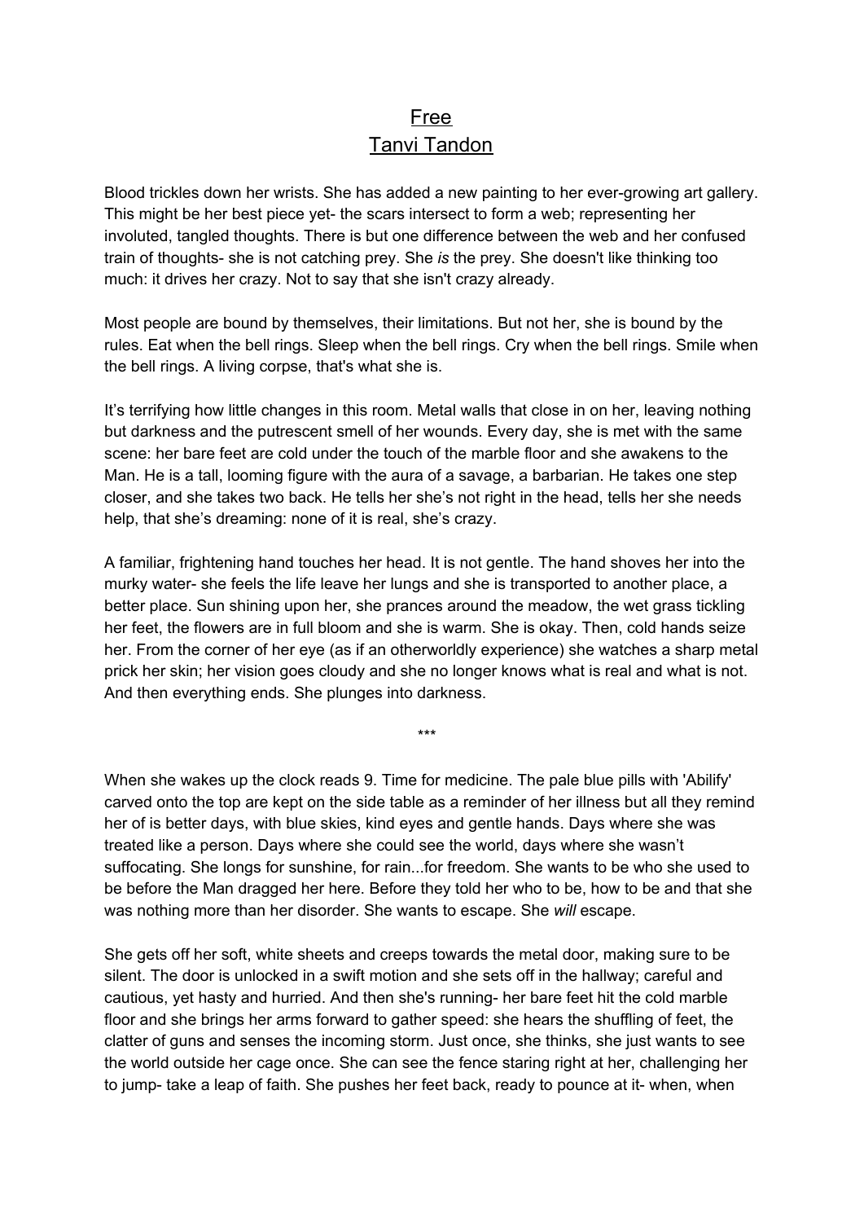# Free
## Tanvi Tandon

Blood trickles down her wrists. She has added a new painting to her ever-growing art gallery. This might be her best piece yet- the scars intersect to form a web; representing her involuted, tangled thoughts. There is but one difference between the web and her confused train of thoughts- she is not catching prey. She *is* the prey. She doesn't like thinking too much: it drives her crazy. Not to say that she isn't crazy already.

Most people are bound by themselves, their limitations. But not her, she is bound by the rules. Eat when the bell rings. Sleep when the bell rings. Cry when the bell rings. Smile when the bell rings. A living corpse, that's what she is.

It's terrifying how little changes in this room. Metal walls that close in on her, leaving nothing but darkness and the putrescent smell of her wounds. Every day, she is met with the same scene: her bare feet are cold under the touch of the marble floor and she awakens to the Man. He is a tall, looming figure with the aura of a savage, a barbarian. He takes one step closer, and she takes two back. He tells her she's not right in the head, tells her she needs help, that she's dreaming: none of it is real, she's crazy.

A familiar, frightening hand touches her head. It is not gentle. The hand shoves her into the murky water- she feels the life leave her lungs and she is transported to another place, a better place. Sun shining upon her, she prances around the meadow, the wet grass tickling her feet, the flowers are in full bloom and she is warm. She is okay. Then, cold hands seize her. From the corner of her eye (as if an otherworldly experience) she watches a sharp metal prick her skin; her vision goes cloudy and she no longer knows what is real and what is not. And then everything ends. She plunges into darkness.

***

When she wakes up the clock reads 9. Time for medicine. The pale blue pills with 'Abilify' carved onto the top are kept on the side table as a reminder of her illness but all they remind her of is better days, with blue skies, kind eyes and gentle hands. Days where she was treated like a person. Days where she could see the world, days where she wasn't suffocating. She longs for sunshine, for rain...for freedom. She wants to be who she used to be before the Man dragged her here. Before they told her who to be, how to be and that she was nothing more than her disorder. She wants to escape. She *will* escape.

She gets off her soft, white sheets and creeps towards the metal door, making sure to be silent. The door is unlocked in a swift motion and she sets off in the hallway; careful and cautious, yet hasty and hurried. And then she's running- her bare feet hit the cold marble floor and she brings her arms forward to gather speed: she hears the shuffling of feet, the clatter of guns and senses the incoming storm. Just once, she thinks, she just wants to see the world outside her cage once. She can see the fence staring right at her, challenging her to jump- take a leap of faith. She pushes her feet back, ready to pounce at it- when, when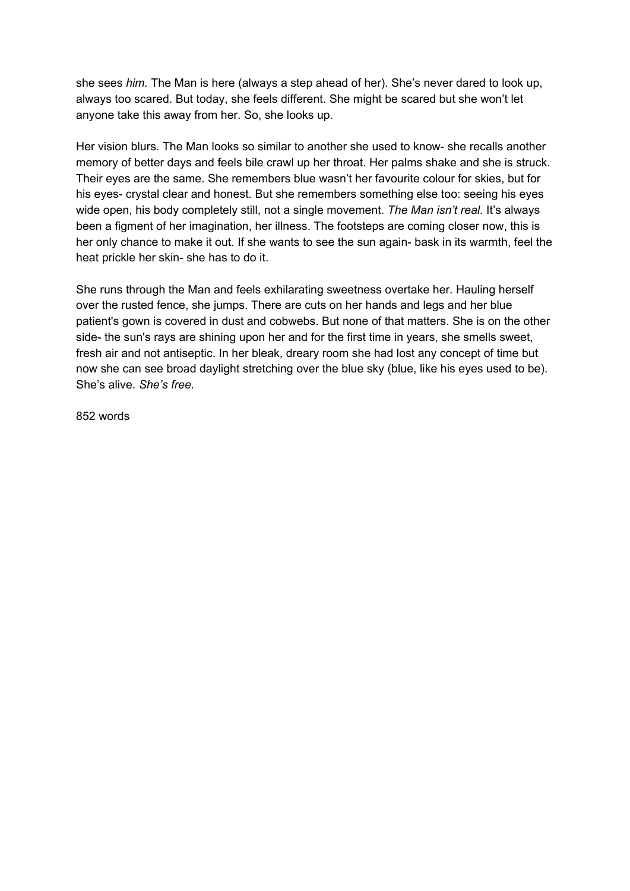she sees *him.* The Man is here (always a step ahead of her). She's never dared to look up, always too scared. But today, she feels different. She might be scared but she won't let anyone take this away from her. So, she looks up.

Her vision blurs. The Man looks so similar to another she used to know- she recalls another memory of better days and feels bile crawl up her throat. Her palms shake and she is struck. Their eyes are the same. She remembers blue wasn't her favourite colour for skies, but for his eyes- crystal clear and honest. But she remembers something else too: seeing his eyes wide open, his body completely still, not a single movement. *The Man isn't real.* It's always been a figment of her imagination, her illness. The footsteps are coming closer now, this is her only chance to make it out. If she wants to see the sun again- bask in its warmth, feel the heat prickle her skin- she has to do it.

She runs through the Man and feels exhilarating sweetness overtake her. Hauling herself over the rusted fence, she jumps. There are cuts on her hands and legs and her blue patient's gown is covered in dust and cobwebs. But none of that matters. She is on the other side- the sun's rays are shining upon her and for the first time in years, she smells sweet, fresh air and not antiseptic. In her bleak, dreary room she had lost any concept of time but now she can see broad daylight stretching over the blue sky (blue, like his eyes used to be). She's alive. *She's free.*

852 words